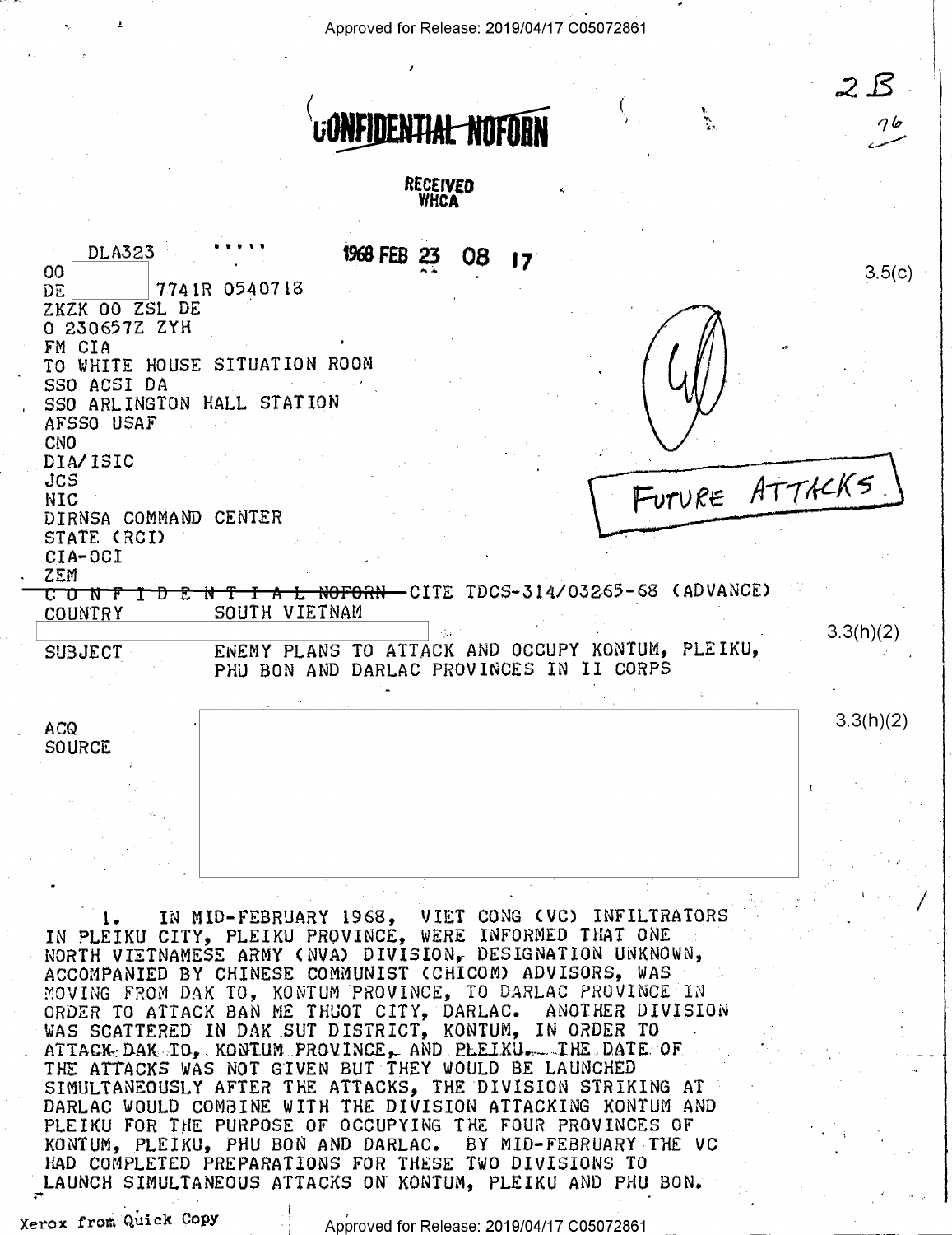CONFIDENTIAL NOFORN

RECEIVED
WHCA

2B
76

DLA323 ..... 1968 FEB 23 08 17

00
DE 7741R 0540718
ZKZK OO ZSL DE
O 230657Z ZYH
FM CIA
TO WHITE HOUSE SITUATION ROOM
SSO ACSI DA
SSO ARLINGTON HALL STATION
AFSSO USAF
CNO
DIA/ISIC
JCS
NIC
DIRNSA COMMAND CENTER
STATE (RCI)
CIA-OCI
ZEM

3.5(c)

FUTURE ATTACKS

~~C O N F I D E N T I A L NOFORN~~ CITE TDCS-314/03265-68 (ADVANCE)

COUNTRY SOUTH VIETNAM

3.3(h)(2)

SUBJECT ENEMY PLANS TO ATTACK AND OCCUPY KONTUM, PLEIKU, PHU BON AND DARLAC PROVINCES IN II CORPS

ACQ
SOURCE

3.3(h)(2)

1. IN MID-FEBRUARY 1968, VIET CONG (VC) INFILTRATORS IN PLEIKU CITY, PLEIKU PROVINCE, WERE INFORMED THAT ONE NORTH VIETNAMESE ARMY (NVA) DIVISION, DESIGNATION UNKNOWN, ACCOMPANIED BY CHINESE COMMUNIST (CHICOM) ADVISORS, WAS MOVING FROM DAK TO, KONTUM PROVINCE, TO DARLAC PROVINCE IN ORDER TO ATTACK BAN ME THUOT CITY, DARLAC. ANOTHER DIVISION WAS SCATTERED IN DAK SUT DISTRICT, KONTUM, IN ORDER TO ATTACK DAK TO, KONTUM PROVINCE, AND PLEIKU. THE DATE OF THE ATTACKS WAS NOT GIVEN BUT THEY WOULD BE LAUNCHED SIMULTANEOUSLY AFTER THE ATTACKS, THE DIVISION STRIKING AT DARLAC WOULD COMBINE WITH THE DIVISION ATTACKING KONTUM AND PLEIKU FOR THE PURPOSE OF OCCUPYING THE FOUR PROVINCES OF KONTUM, PLEIKU, PHU BON AND DARLAC. BY MID-FEBRUARY THE VC HAD COMPLETED PREPARATIONS FOR THESE TWO DIVISIONS TO LAUNCH SIMULTANEOUS ATTACKS ON KONTUM, PLEIKU AND PHU BON.

Xerox from Quick Copy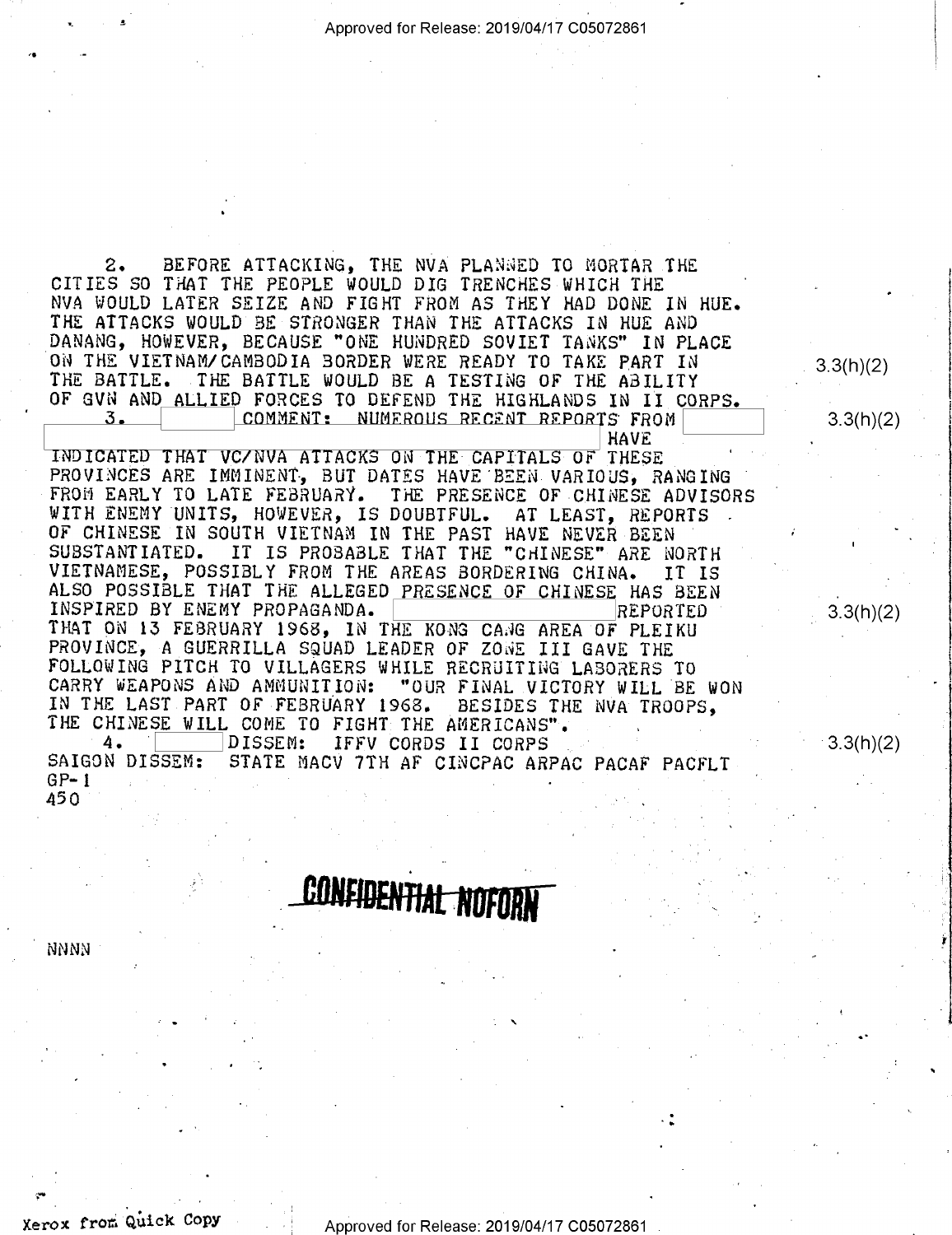2. BEFORE ATTACKING, THE NVA PLANNED TO MORTAR THE CITIES SO THAT THE PEOPLE WOULD DIG TRENCHES WHICH THE NVA WOULD LATER SEIZE AND FIGHT FROM AS THEY HAD DONE IN HUE. THE ATTACKS WOULD BE STRONGER THAN THE ATTACKS IN HUE AND DANANG, HOWEVER, BECAUSE "ONE HUNDRED SOVIET TANKS" IN PLACE ON THE VIETNAM/CAMBODIA BORDER WERE READY TO TAKE PART IN THE BATTLE. THE BATTLE WOULD BE A TESTING OF THE ABILITY OF GVN AND ALLIED FORCES TO DEFEND THE HIGHLANDS IN II CORPS.

3.(h)(2)

3. [ ] COMMENT: NUMEROUS RECENT REPORTS FROM [ ] [ ] HAVE INDICATED THAT VC/NVA ATTACKS ON THE CAPITALS OF THESE PROVINCES ARE IMMINENT, BUT DATES HAVE BEEN VARIOUS, RANGING FROM EARLY TO LATE FEBRUARY. THE PRESENCE OF CHINESE ADVISORS WITH ENEMY UNITS, HOWEVER, IS DOUBTFUL. AT LEAST, REPORTS OF CHINESE IN SOUTH VIETNAM IN THE PAST HAVE NEVER BEEN SUBSTANTIATED. IT IS PROBABLE THAT THE "CHINESE" ARE NORTH VIETNAMESE, POSSIBLY FROM THE AREAS BORDERING CHINA. IT IS ALSO POSSIBLE THAT THE ALLEGED PRESENCE OF CHINESE HAS BEEN INSPIRED BY ENEMY PROPAGANDA. [ ] REPORTED THAT ON 13 FEBRUARY 1968, IN THE KONG CANG AREA OF PLEIKU PROVINCE, A GUERRILLA SQUAD LEADER OF ZONE III GAVE THE FOLLOWING PITCH TO VILLAGERS WHILE RECRUITING LABORERS TO CARRY WEAPONS AND AMMUNITION: "OUR FINAL VICTORY WILL BE WON IN THE LAST PART OF FEBRUARY 1968. BESIDES THE NVA TROOPS, THE CHINESE WILL COME TO FIGHT THE AMERICANS".

3.3(h)(2)

3.3(h)(2)

4. [ ] DISSEM: IFFV CORDS II CORPS

3.3(h)(2)

SAIGON DISSEM: STATE MACV 7TH AF CINCPAC ARPAC PACAF PACFLT
GP-1
450

**CONFIDENTIAL NOFORN**

NNNN

Xerox from Quick Copy